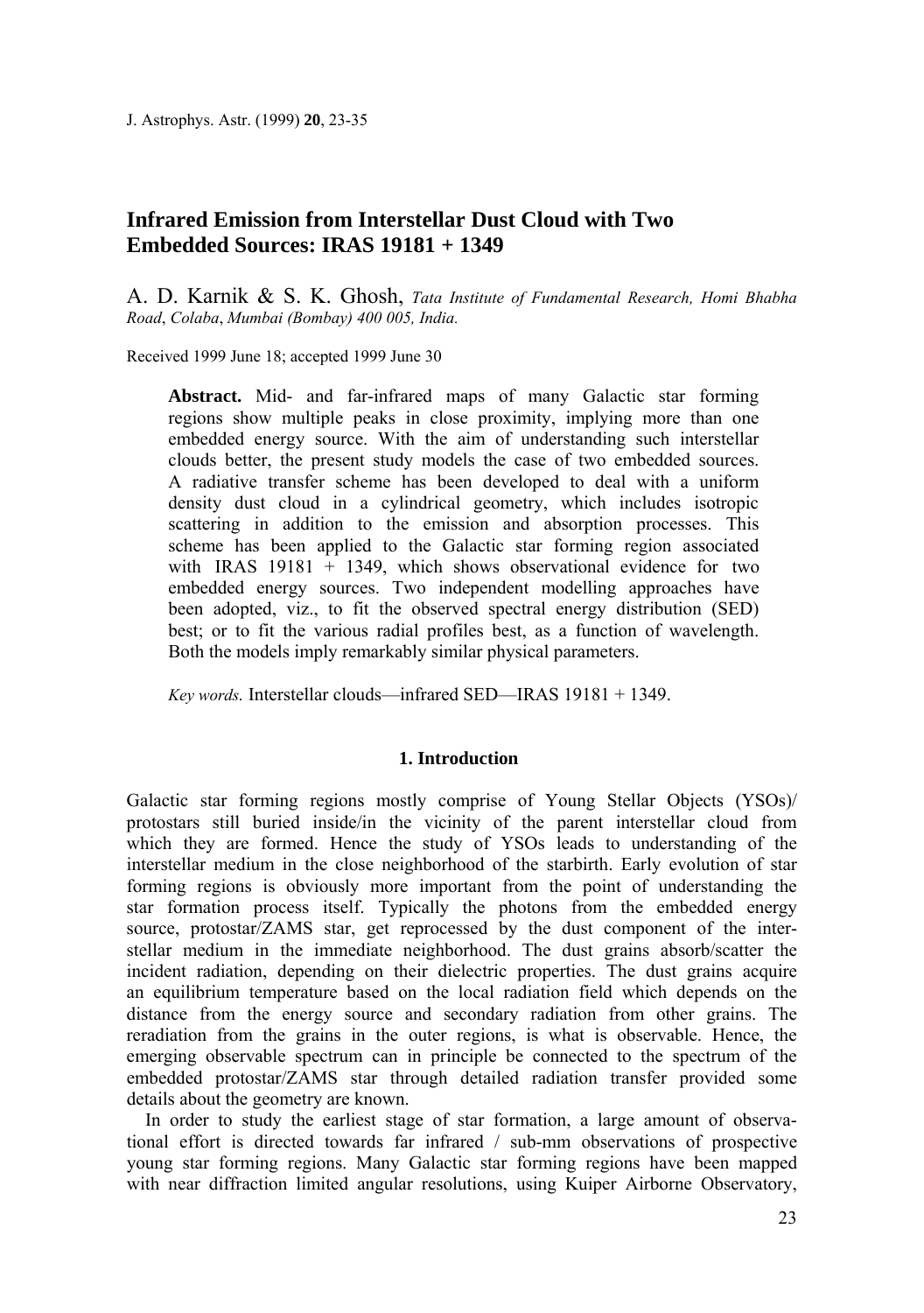# Infrared Emission from Interstellar Dust Cloud with Two Embedded Sources: IRAS 19181 + 1349

A. D. Karnik & S. K. Ghosh, *Tata Institute of Fundamental Research, Homi Bhabha Road, Colaba, Mumbai (Bombay) 400 005, India.*

Received 1999 June 18; accepted 1999 June 30

**Abstract.** Mid- and far-infrared maps of many Galactic star forming regions show multiple peaks in close proximity, implying more than one embedded energy source. With the aim of understanding such interstellar clouds better, the present study models the case of two embedded sources. A radiative transfer scheme has been developed to deal with a uniform density dust cloud in a cylindrical geometry, which includes isotropic scattering in addition to the emission and absorption processes. This scheme has been applied to the Galactic star forming region associated with IRAS 19181 + 1349, which shows observational evidence for two embedded energy sources. Two independent modelling approaches have been adopted, viz., to fit the observed spectral energy distribution (SED) best; or to fit the various radial profiles best, as a function of wavelength. Both the models imply remarkably similar physical parameters.

*Key words.* Interstellar clouds—infrared SED—IRAS 19181 + 1349.

## 1. Introduction

Galactic star forming regions mostly comprise of Young Stellar Objects (YSOs)/ protostars still buried inside/in the vicinity of the parent interstellar cloud from which they are formed. Hence the study of YSOs leads to understanding of the interstellar medium in the close neighborhood of the starbirth. Early evolution of star forming regions is obviously more important from the point of understanding the star formation process itself. Typically the photons from the embedded energy source, protostar/ZAMS star, get reprocessed by the dust component of the interstellar medium in the immediate neighborhood. The dust grains absorb/scatter the incident radiation, depending on their dielectric properties. The dust grains acquire an equilibrium temperature based on the local radiation field which depends on the distance from the energy source and secondary radiation from other grains. The reradiation from the grains in the outer regions, is what is observable. Hence, the emerging observable spectrum can in principle be connected to the spectrum of the embedded protostar/ZAMS star through detailed radiation transfer provided some details about the geometry are known.

In order to study the earliest stage of star formation, a large amount of observational effort is directed towards far infrared / sub-mm observations of prospective young star forming regions. Many Galactic star forming regions have been mapped with near diffraction limited angular resolutions, using Kuiper Airborne Observatory,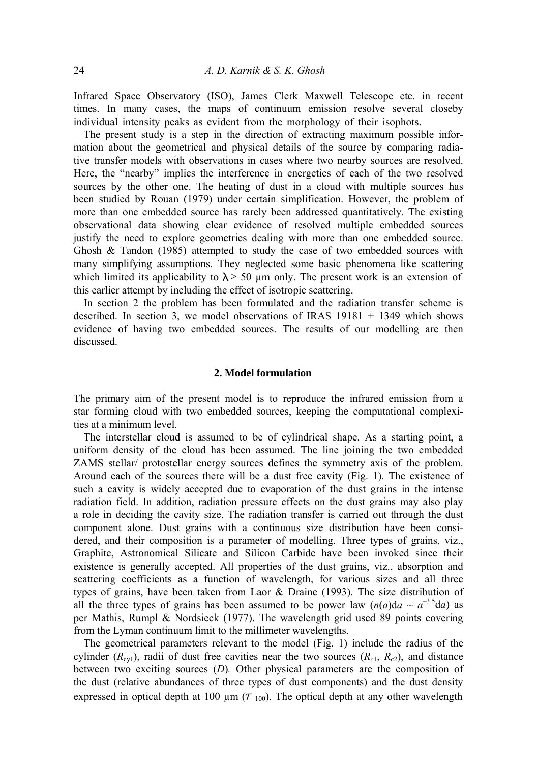Infrared Space Observatory (ISO), James Clerk Maxwell Telescope etc. in recent times. In many cases, the maps of continuum emission resolve several closeby individual intensity peaks as evident from the morphology of their isophots.

The present study is a step in the direction of extracting maximum possible information about the geometrical and physical details of the source by comparing radiative transfer models with observations in cases where two nearby sources are resolved. Here, the "nearby" implies the interference in energetics of each of the two resolved sources by the other one. The heating of dust in a cloud with multiple sources has been studied by Rouan (1979) under certain simplification. However, the problem of more than one embedded source has rarely been addressed quantitatively. The existing observational data showing clear evidence of resolved multiple embedded sources justify the need to explore geometries dealing with more than one embedded source. Ghosh & Tandon (1985) attempted to study the case of two embedded sources with many simplifying assumptions. They neglected some basic phenomena like scattering which limited its applicability to $\lambda \geq 50$ μm only. The present work is an extension of this earlier attempt by including the effect of isotropic scattering.

In section 2 the problem has been formulated and the radiation transfer scheme is described. In section 3, we model observations of IRAS 19181 + 1349 which shows evidence of having two embedded sources. The results of our modelling are then discussed.

## 2. Model formulation

The primary aim of the present model is to reproduce the infrared emission from a star forming cloud with two embedded sources, keeping the computational complexities at a minimum level.

The interstellar cloud is assumed to be of cylindrical shape. As a starting point, a uniform density of the cloud has been assumed. The line joining the two embedded ZAMS stellar/ protostellar energy sources defines the symmetry axis of the problem. Around each of the sources there will be a dust free cavity (Fig. 1). The existence of such a cavity is widely accepted due to evaporation of the dust grains in the intense radiation field. In addition, radiation pressure effects on the dust grains may also play a role in deciding the cavity size. The radiation transfer is carried out through the dust component alone. Dust grains with a continuous size distribution have been considered, and their composition is a parameter of modelling. Three types of grains, viz., Graphite, Astronomical Silicate and Silicon Carbide have been invoked since their existence is generally accepted. All properties of the dust grains, viz., absorption and scattering coefficients as a function of wavelength, for various sizes and all three types of grains, have been taken from Laor & Draine (1993). The size distribution of all the three types of grains has been assumed to be power law ($n(a)\mathrm{d}a \sim a^{-3.5}\mathrm{d}a$) as per Mathis, Rumpl & Nordsieck (1977). The wavelength grid used 89 points covering from the Lyman continuum limit to the millimeter wavelengths.

The geometrical parameters relevant to the model (Fig. 1) include the radius of the cylinder ($R_{\mathrm{cyl}}$), radii of dust free cavities near the two sources ($R_{c1}$, $R_{c2}$), and distance between two exciting sources ($D$). Other physical parameters are the composition of the dust (relative abundances of three types of dust components) and the dust density expressed in optical depth at 100 μm ($\tau_{100}$). The optical depth at any other wavelength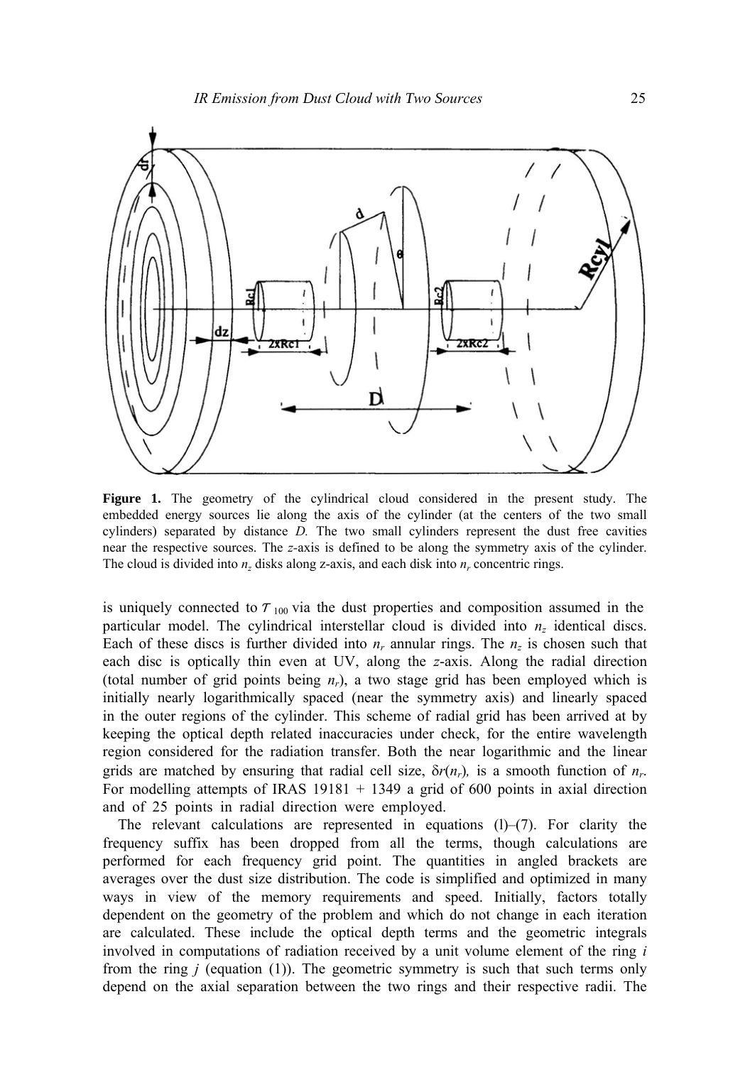**Figure 1.** The geometry of the cylindrical cloud considered in the present study. The embedded energy sources lie along the axis of the cylinder (at the centers of the two small cylinders) separated by distance $D$. The two small cylinders represent the dust free cavities near the respective sources. The $z$-axis is defined to be along the symmetry axis of the cylinder. The cloud is divided into $n_z$ disks along z-axis, and each disk into $n_r$ concentric rings.

is uniquely connected to $\tau_{100}$ via the dust properties and composition assumed in the particular model. The cylindrical interstellar cloud is divided into $n_z$ identical discs. Each of these discs is further divided into $n_r$ annular rings. The $n_z$ is chosen such that each disc is optically thin even at UV, along the $z$-axis. Along the radial direction (total number of grid points being $n_r$), a two stage grid has been employed which is initially nearly logarithmically spaced (near the symmetry axis) and linearly spaced in the outer regions of the cylinder. This scheme of radial grid has been arrived at by keeping the optical depth related inaccuracies under check, for the entire wavelength region considered for the radiation transfer. Both the near logarithmic and the linear grids are matched by ensuring that radial cell size, $\delta r(n_r)$, is a smooth function of $n_r$. For modelling attempts of IRAS 19181 + 1349 a grid of 600 points in axial direction and of 25 points in radial direction were employed.

The relevant calculations are represented in equations (l)–(7). For clarity the frequency suffix has been dropped from all the terms, though calculations are performed for each frequency grid point. The quantities in angled brackets are averages over the dust size distribution. The code is simplified and optimized in many ways in view of the memory requirements and speed. Initially, factors totally dependent on the geometry of the problem and which do not change in each iteration are calculated. These include the optical depth terms and the geometric integrals involved in computations of radiation received by a unit volume element of the ring $i$ from the ring $j$ (equation (1)). The geometric symmetry is such that such terms only depend on the axial separation between the two rings and their respective radii. The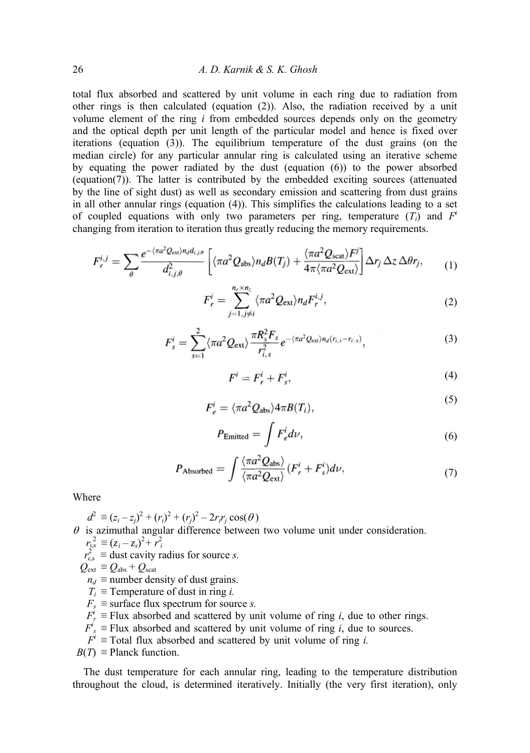total flux absorbed and scattered by unit volume in each ring due to radiation from other rings is then calculated (equation (2)). Also, the radiation received by a unit volume element of the ring $i$ from embedded sources depends only on the geometry and the optical depth per unit length of the particular model and hence is fixed over iterations (equation (3)). The equilibrium temperature of the dust grains (on the median circle) for any particular annular ring is calculated using an iterative scheme by equating the power radiated by the dust (equation (6)) to the power absorbed (equation(7)). The latter is contributed by the embedded exciting sources (attenuated by the line of sight dust) as well as secondary emission and scattering from dust grains in all other annular rings (equation (4)). This simplifies the calculations leading to a set of coupled equations with only two parameters per ring, temperature ($T_i$) and $F^i$ changing from iteration to iteration thus greatly reducing the memory requirements.

$$F_r^{i,j} = \sum_{\theta} \frac{e^{-\langle \pi a^2 Q_{\text{ext}} \rangle n_d d_{i,j,\theta}}}{d_{i,j,\theta}^2} \left[ \langle \pi a^2 Q_{\text{abs}} \rangle n_d B(T_j) + \frac{\langle \pi a^2 Q_{\text{scat}} \rangle F^j}{4\pi \langle \pi a^2 Q_{\text{ext}} \rangle} \right] \Delta r_j \, \Delta z \, \Delta\theta r_j, \tag{1}$$

$$F_r^i = \sum_{j=1, j \neq i}^{n_r \times n_z} \langle \pi a^2 Q_{\text{ext}} \rangle n_d F_r^{i,j}, \tag{2}$$

$$F_s^i = \sum_{s=1}^{2} \langle \pi a^2 Q_{\text{ext}} \rangle \frac{\pi R_s^2 F_s}{r_{i,s}^2} e^{-\langle \pi a^2 Q_{\text{ext}} \rangle n_d (r_{i,s} - r_{c,s})}, \tag{3}$$

$$F^i = F_r^i + F_s^i, \tag{4}$$

$$F_e^i = \langle \pi a^2 Q_{\text{abs}} \rangle 4\pi B(T_i), \tag{5}$$

$$P_{\text{Emitted}} = \int F_e^i d\nu, \tag{6}$$

$$P_{\text{Absorbed}} = \int \frac{\langle \pi a^2 Q_{\text{abs}} \rangle}{\langle \pi a^2 Q_{\text{ext}} \rangle} (F_r^i + F_s^i) d\nu, \tag{7}$$

Where

$d^2 \equiv (z_i - z_j)^2 + (r_i)^2 + (r_j)^2 - 2 r_i r_j \cos(\theta)$

$\theta$ is azimuthal angular difference between two volume unit under consideration.

$r_{i,s}^2 \equiv (z_i - z_s)^2 + r_i^2$

$r_{c,s}^2 \equiv$ dust cavity radius for source $s$.

$Q_{\text{ext}} \equiv Q_{\text{abs}} + Q_{\text{scat}}$

$n_d \equiv$ number density of dust grains.

$T_i \equiv$ Temperature of dust in ring $i$.

$F_s \equiv$ surface flux spectrum for source $s$.

$F_r^i \equiv$ Flux absorbed and scattered by unit volume of ring $i$, due to other rings.

$F_s^i \equiv$ Flux absorbed and scattered by unit volume of ring $i$, due to sources.

$F^i \equiv$ Total flux absorbed and scattered by unit volume of ring $i$.

$B(T) \equiv$ Planck function.

The dust temperature for each annular ring, leading to the temperature distribution throughout the cloud, is determined iteratively. Initially (the very first iteration), only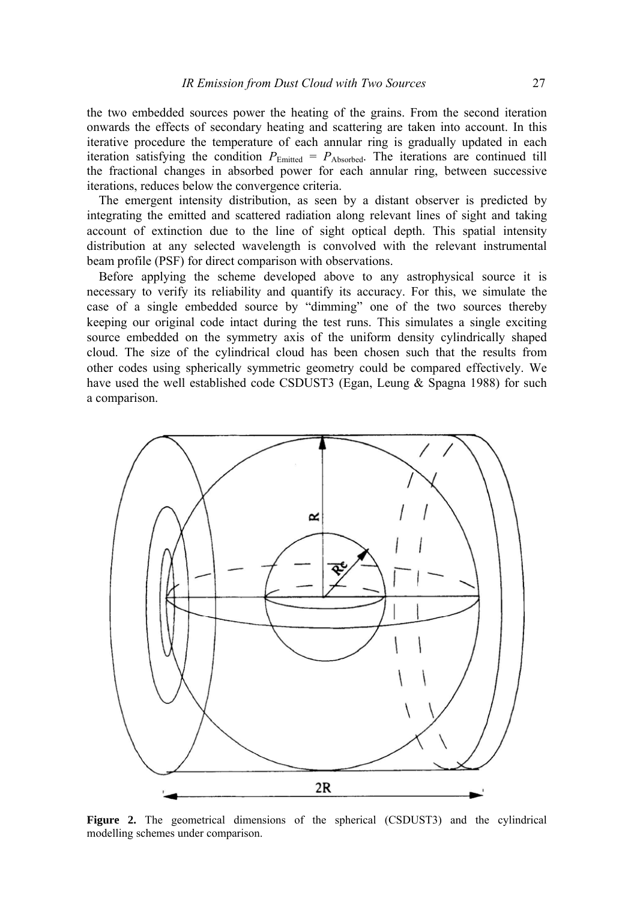the two embedded sources power the heating of the grains. From the second iteration onwards the effects of secondary heating and scattering are taken into account. In this iterative procedure the temperature of each annular ring is gradually updated in each iteration satisfying the condition $P_{\text{Emitted}} = P_{\text{Absorbed}}$. The iterations are continued till the fractional changes in absorbed power for each annular ring, between successive iterations, reduces below the convergence criteria.

The emergent intensity distribution, as seen by a distant observer is predicted by integrating the emitted and scattered radiation along relevant lines of sight and taking account of extinction due to the line of sight optical depth. This spatial intensity distribution at any selected wavelength is convolved with the relevant instrumental beam profile (PSF) for direct comparison with observations.

Before applying the scheme developed above to any astrophysical source it is necessary to verify its reliability and quantify its accuracy. For this, we simulate the case of a single embedded source by "dimming" one of the two sources thereby keeping our original code intact during the test runs. This simulates a single exciting source embedded on the symmetry axis of the uniform density cylindrically shaped cloud. The size of the cylindrical cloud has been chosen such that the results from other codes using spherically symmetric geometry could be compared effectively. We have used the well established code CSDUST3 (Egan, Leung & Spagna 1988) for such a comparison.

**Figure 2.** The geometrical dimensions of the spherical (CSDUST3) and the cylindrical modelling schemes under comparison.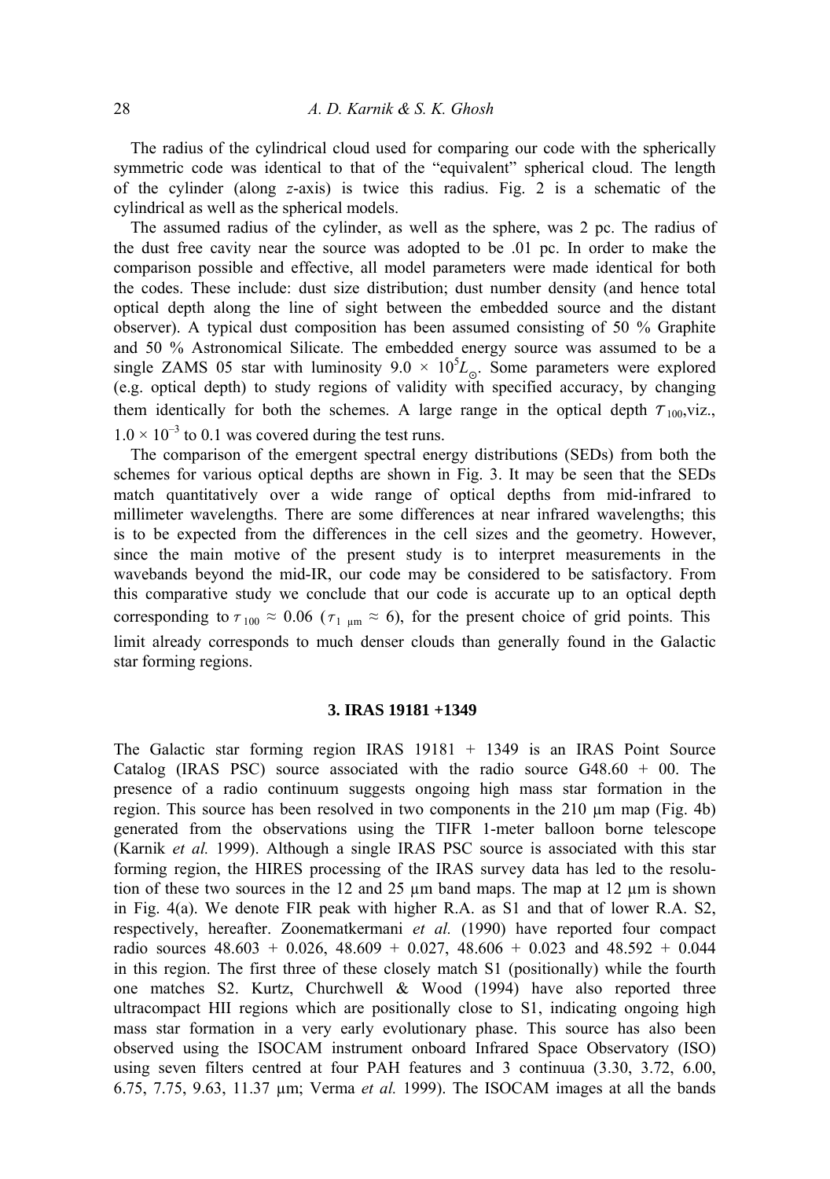The radius of the cylindrical cloud used for comparing our code with the spherically symmetric code was identical to that of the "equivalent" spherical cloud. The length of the cylinder (along *z*-axis) is twice this radius. Fig. 2 is a schematic of the cylindrical as well as the spherical models.

The assumed radius of the cylinder, as well as the sphere, was 2 pc. The radius of the dust free cavity near the source was adopted to be .01 pc. In order to make the comparison possible and effective, all model parameters were made identical for both the codes. These include: dust size distribution; dust number density (and hence total optical depth along the line of sight between the embedded source and the distant observer). A typical dust composition has been assumed consisting of 50 % Graphite and 50 % Astronomical Silicate. The embedded energy source was assumed to be a single ZAMS 05 star with luminosity $9.0 \times 10^5 L_{\odot}$. Some parameters were explored (e.g. optical depth) to study regions of validity with specified accuracy, by changing them identically for both the schemes. A large range in the optical depth $\tau_{100}$,viz., $1.0 \times 10^{-3}$ to 0.1 was covered during the test runs.

The comparison of the emergent spectral energy distributions (SEDs) from both the schemes for various optical depths are shown in Fig. 3. It may be seen that the SEDs match quantitatively over a wide range of optical depths from mid-infrared to millimeter wavelengths. There are some differences at near infrared wavelengths; this is to be expected from the differences in the cell sizes and the geometry. However, since the main motive of the present study is to interpret measurements in the wavebands beyond the mid-IR, our code may be considered to be satisfactory. From this comparative study we conclude that our code is accurate up to an optical depth corresponding to $\tau_{100} \approx 0.06$ ($\tau_{1\ \mu\mathrm{m}} \approx 6$), for the present choice of grid points. This limit already corresponds to much denser clouds than generally found in the Galactic star forming regions.

## 3. IRAS 19181 +1349

The Galactic star forming region IRAS 19181 + 1349 is an IRAS Point Source Catalog (IRAS PSC) source associated with the radio source G48.60 + 00. The presence of a radio continuum suggests ongoing high mass star formation in the region. This source has been resolved in two components in the 210 µm map (Fig. 4b) generated from the observations using the TIFR 1-meter balloon borne telescope (Karnik *et al.* 1999). Although a single IRAS PSC source is associated with this star forming region, the HIRES processing of the IRAS survey data has led to the resolution of these two sources in the 12 and 25 µm band maps. The map at 12 µm is shown in Fig. 4(a). We denote FIR peak with higher R.A. as S1 and that of lower R.A. S2, respectively, hereafter. Zoonematkermani *et al.* (1990) have reported four compact radio sources 48.603 + 0.026, 48.609 + 0.027, 48.606 + 0.023 and 48.592 + 0.044 in this region. The first three of these closely match S1 (positionally) while the fourth one matches S2. Kurtz, Churchwell & Wood (1994) have also reported three ultracompact HII regions which are positionally close to S1, indicating ongoing high mass star formation in a very early evolutionary phase. This source has also been observed using the ISOCAM instrument onboard Infrared Space Observatory (ISO) using seven filters centred at four PAH features and 3 continuua (3.30, 3.72, 6.00, 6.75, 7.75, 9.63, 11.37 µm; Verma *et al.* 1999). The ISOCAM images at all the bands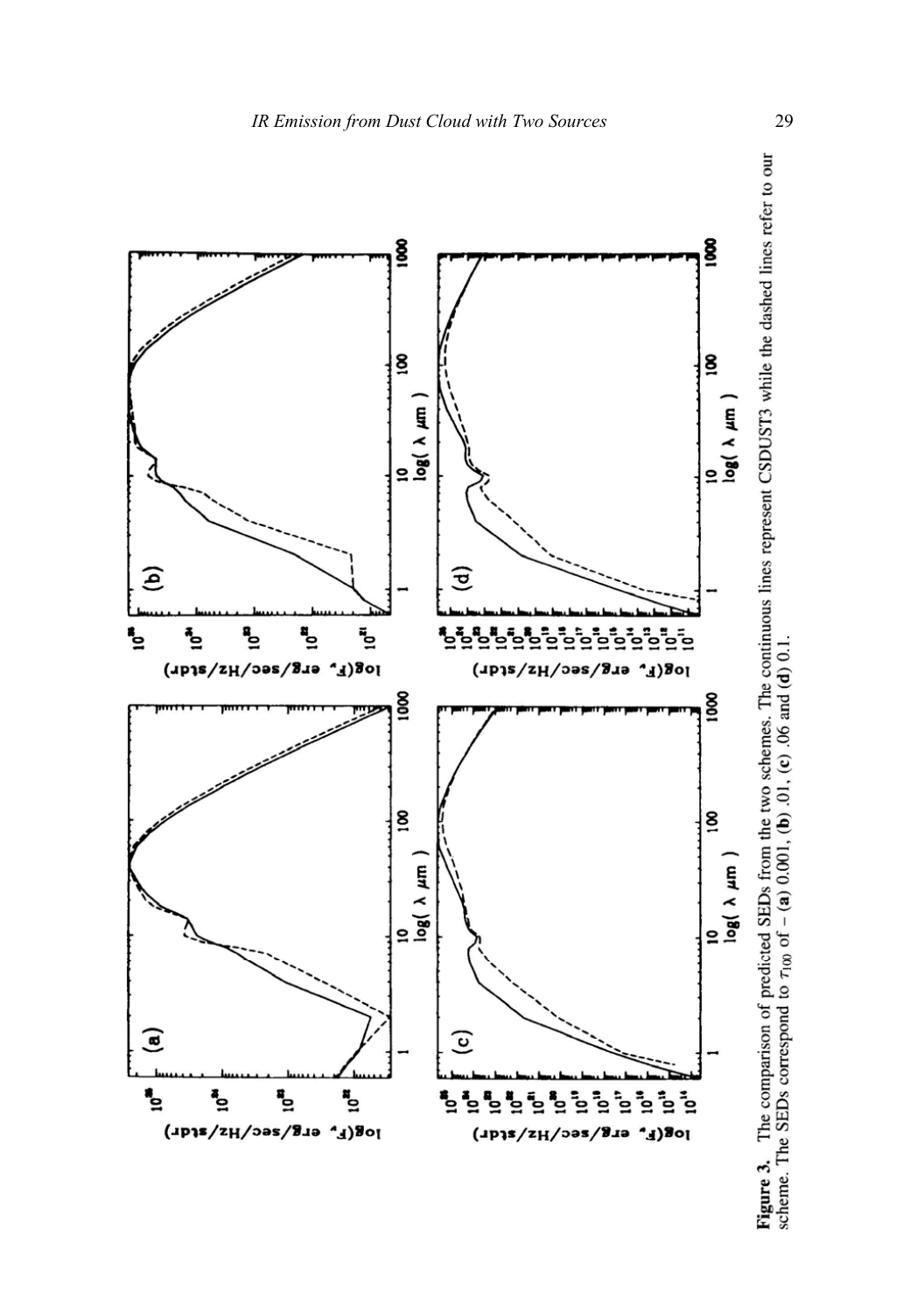**Figure 3.** The comparison of predicted SEDs from the two schemes. The continuous lines represent CSDUST3 while the dashed lines refer to our scheme. The SEDs correspond to $\tau_{100}$ of – (**a**) 0.001, (**b**) .01, (**c**) .06 and (**d**) 0.1.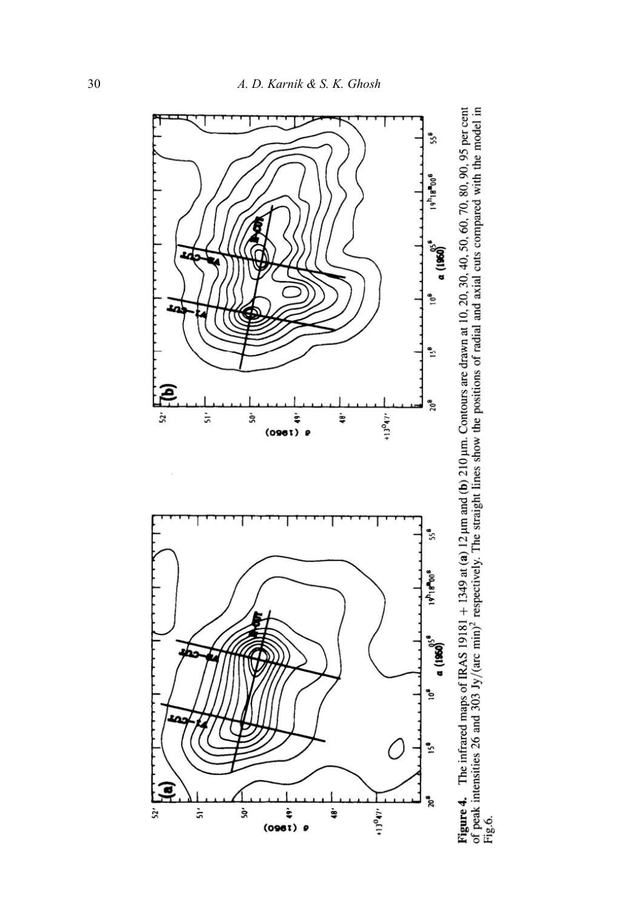**Figure 4.** The infrared maps of IRAS 19181 + 1349 at (**a**) 12 μm and (**b**) 210 μm. Contours are drawn at 10, 20, 30, 40, 50, 60, 70, 80, 90, 95 per cent of peak intensities 26 and 303 Jy/(arc min)$^2$ respectively. The straight lines show the positions of radial and axial cuts compared with the model in Fig.6.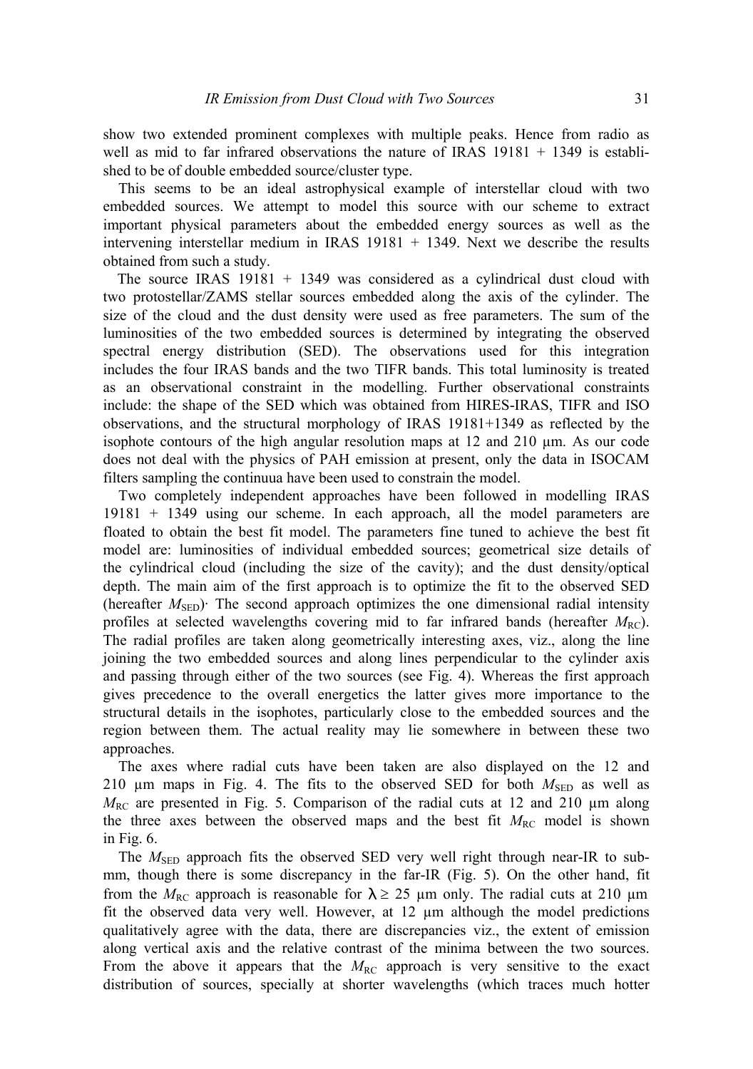show two extended prominent complexes with multiple peaks. Hence from radio as well as mid to far infrared observations the nature of IRAS 19181 + 1349 is established to be of double embedded source/cluster type.

This seems to be an ideal astrophysical example of interstellar cloud with two embedded sources. We attempt to model this source with our scheme to extract important physical parameters about the embedded energy sources as well as the intervening interstellar medium in IRAS 19181 + 1349. Next we describe the results obtained from such a study.

The source IRAS 19181 + 1349 was considered as a cylindrical dust cloud with two protostellar/ZAMS stellar sources embedded along the axis of the cylinder. The size of the cloud and the dust density were used as free parameters. The sum of the luminosities of the two embedded sources is determined by integrating the observed spectral energy distribution (SED). The observations used for this integration includes the four IRAS bands and the two TIFR bands. This total luminosity is treated as an observational constraint in the modelling. Further observational constraints include: the shape of the SED which was obtained from HIRES-IRAS, TIFR and ISO observations, and the structural morphology of IRAS 19181+1349 as reflected by the isophote contours of the high angular resolution maps at 12 and 210 µm. As our code does not deal with the physics of PAH emission at present, only the data in ISOCAM filters sampling the continuua have been used to constrain the model.

Two completely independent approaches have been followed in modelling IRAS 19181 + 1349 using our scheme. In each approach, all the model parameters are floated to obtain the best fit model. The parameters fine tuned to achieve the best fit model are: luminosities of individual embedded sources; geometrical size details of the cylindrical cloud (including the size of the cavity); and the dust density/optical depth. The main aim of the first approach is to optimize the fit to the observed SED (hereafter $M_{SED}$)· The second approach optimizes the one dimensional radial intensity profiles at selected wavelengths covering mid to far infrared bands (hereafter $M_{RC}$). The radial profiles are taken along geometrically interesting axes, viz., along the line joining the two embedded sources and along lines perpendicular to the cylinder axis and passing through either of the two sources (see Fig. 4). Whereas the first approach gives precedence to the overall energetics the latter gives more importance to the structural details in the isophotes, particularly close to the embedded sources and the region between them. The actual reality may lie somewhere in between these two approaches.

The axes where radial cuts have been taken are also displayed on the 12 and 210 µm maps in Fig. 4. The fits to the observed SED for both $M_{SED}$ as well as $M_{RC}$ are presented in Fig. 5. Comparison of the radial cuts at 12 and 210 µm along the three axes between the observed maps and the best fit $M_{RC}$ model is shown in Fig. 6.

The $M_{SED}$ approach fits the observed SED very well right through near-IR to sub-mm, though there is some discrepancy in the far-IR (Fig. 5). On the other hand, fit from the $M_{RC}$ approach is reasonable for $\lambda \geq 25$ µm only. The radial cuts at 210 µm fit the observed data very well. However, at 12 µm although the model predictions qualitatively agree with the data, there are discrepancies viz., the extent of emission along vertical axis and the relative contrast of the minima between the two sources. From the above it appears that the $M_{RC}$ approach is very sensitive to the exact distribution of sources, specially at shorter wavelengths (which traces much hotter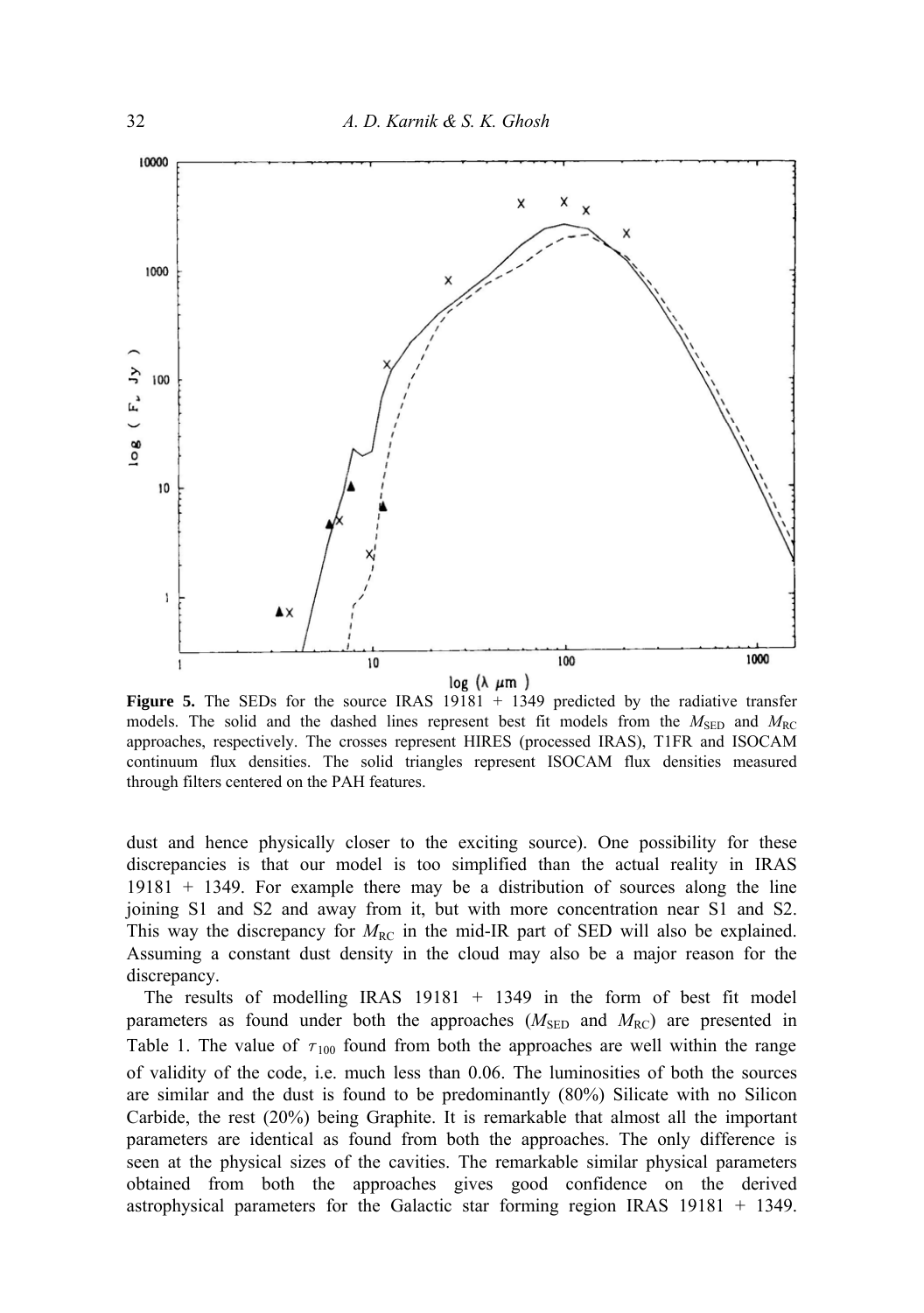**Figure 5.** The SEDs for the source IRAS 19181 + 1349 predicted by the radiative transfer models. The solid and the dashed lines represent best fit models from the $M_{SED}$ and $M_{RC}$ approaches, respectively. The crosses represent HIRES (processed IRAS), T1FR and ISOCAM continuum flux densities. The solid triangles represent ISOCAM flux densities measured through filters centered on the PAH features.

dust and hence physically closer to the exciting source). One possibility for these discrepancies is that our model is too simplified than the actual reality in IRAS 19181 + 1349. For example there may be a distribution of sources along the line joining S1 and S2 and away from it, but with more concentration near S1 and S2. This way the discrepancy for $M_{RC}$ in the mid-IR part of SED will also be explained. Assuming a constant dust density in the cloud may also be a major reason for the discrepancy.

The results of modelling IRAS 19181 + 1349 in the form of best fit model parameters as found under both the approaches ($M_{SED}$ and $M_{RC}$) are presented in Table 1. The value of $\tau_{100}$ found from both the approaches are well within the range of validity of the code, i.e. much less than 0.06. The luminosities of both the sources are similar and the dust is found to be predominantly (80%) Silicate with no Silicon Carbide, the rest (20%) being Graphite. It is remarkable that almost all the important parameters are identical as found from both the approaches. The only difference is seen at the physical sizes of the cavities. The remarkable similar physical parameters obtained from both the approaches gives good confidence on the derived astrophysical parameters for the Galactic star forming region IRAS 19181 + 1349.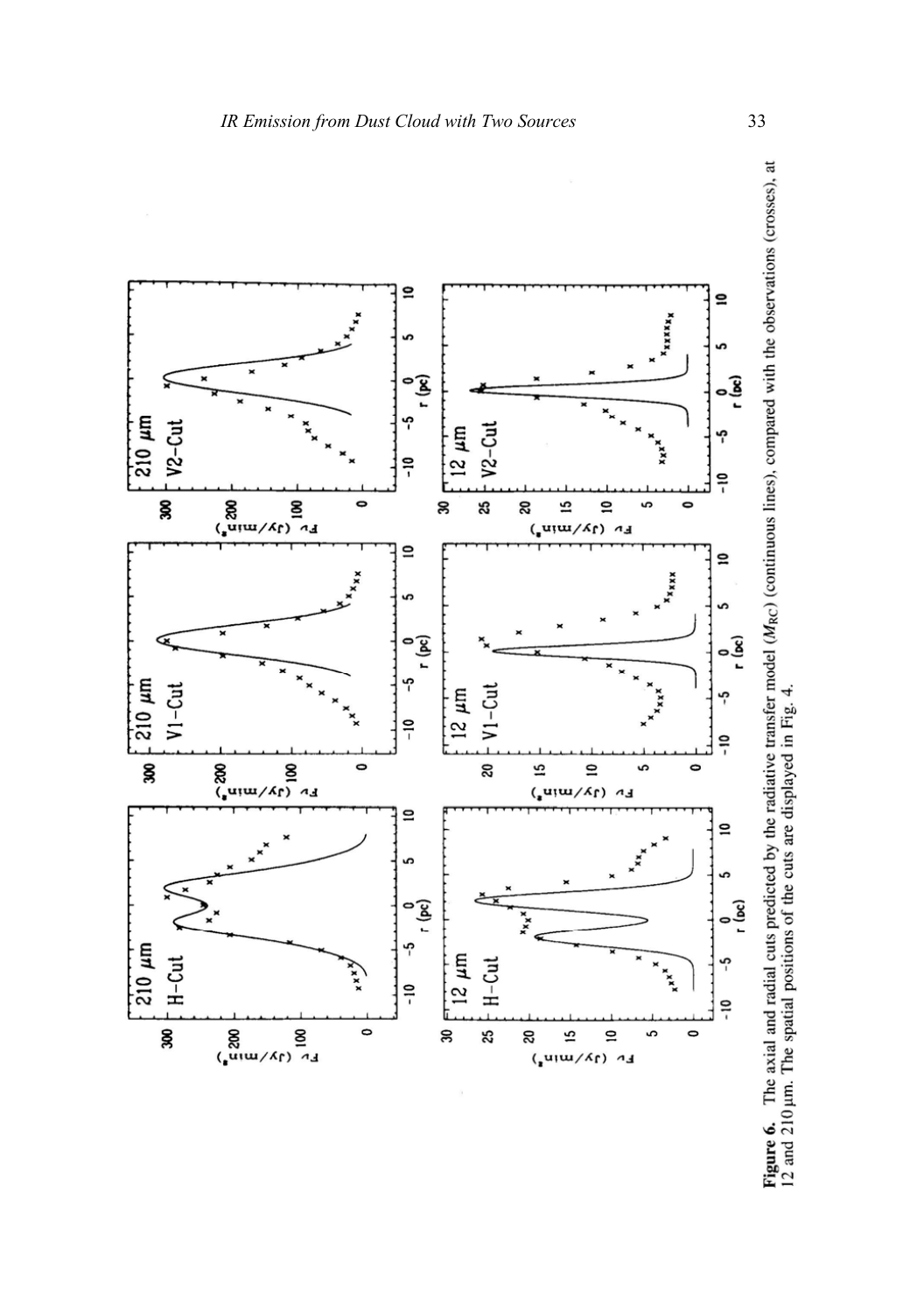**Figure 6.** The axial and radial cuts predicted by the radiative transfer model ($M_{RC}$) (continuous lines), compared with the observations (crosses), at 12 and 210 μm. The spatial positions of the cuts are displayed in Fig. 4.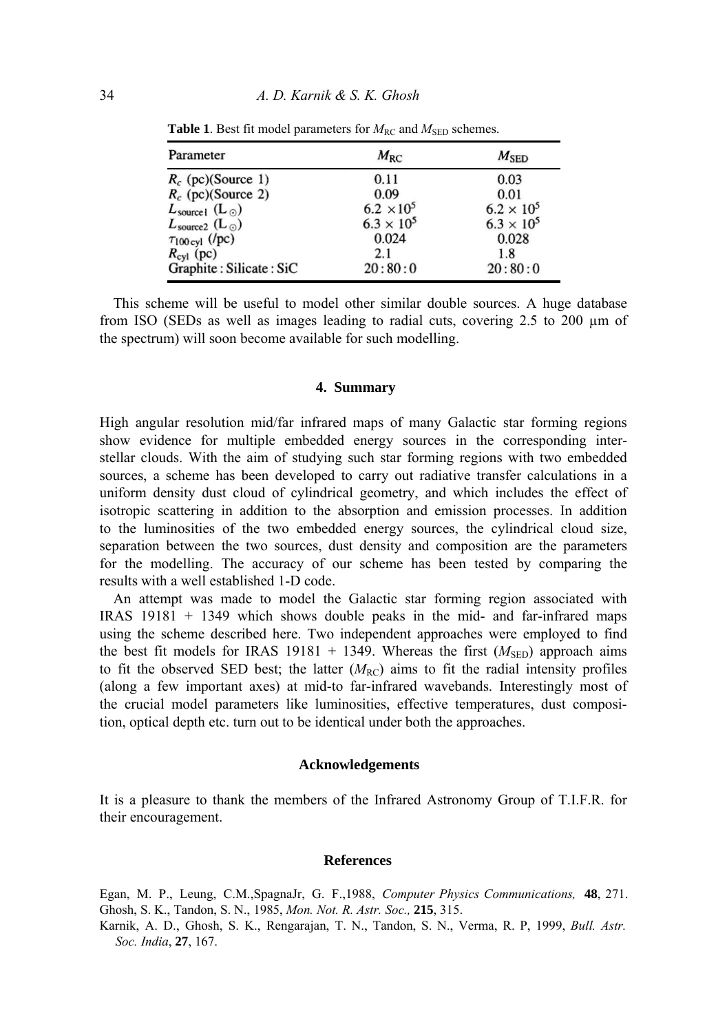**Table 1**. Best fit model parameters for $M_{RC}$ and $M_{SED}$ schemes.

| Parameter | $M_{RC}$ | $M_{SED}$ |
|---|---|---|
| $R_c$ (pc)(Source 1) | 0.11 | 0.03 |
| $R_c$ (pc)(Source 2) | 0.09 | 0.01 |
| $L_{source1}$ ($L_\odot$) | $6.2 \times 10^5$ | $6.2 \times 10^5$ |
| $L_{source2}$ ($L_\odot$) | $6.3 \times 10^5$ | $6.3 \times 10^5$ |
| $\tau_{100\,cyl}$ (/pc) | 0.024 | 0.028 |
| $R_{cyl}$ (pc) | 2.1 | 1.8 |
| Graphite : Silicate : SiC | 20 : 80 : 0 | 20 : 80 : 0 |

This scheme will be useful to model other similar double sources. A huge database from ISO (SEDs as well as images leading to radial cuts, covering 2.5 to 200 μm of the spectrum) will soon become available for such modelling.

## 4. Summary

High angular resolution mid/far infrared maps of many Galactic star forming regions show evidence for multiple embedded energy sources in the corresponding interstellar clouds. With the aim of studying such star forming regions with two embedded sources, a scheme has been developed to carry out radiative transfer calculations in a uniform density dust cloud of cylindrical geometry, and which includes the effect of isotropic scattering in addition to the absorption and emission processes. In addition to the luminosities of the two embedded energy sources, the cylindrical cloud size, separation between the two sources, dust density and composition are the parameters for the modelling. The accuracy of our scheme has been tested by comparing the results with a well established 1-D code.

An attempt was made to model the Galactic star forming region associated with IRAS 19181 + 1349 which shows double peaks in the mid- and far-infrared maps using the scheme described here. Two independent approaches were employed to find the best fit models for IRAS 19181 + 1349. Whereas the first ($M_{SED}$) approach aims to fit the observed SED best; the latter ($M_{RC}$) aims to fit the radial intensity profiles (along a few important axes) at mid-to far-infrared wavebands. Interestingly most of the crucial model parameters like luminosities, effective temperatures, dust composition, optical depth etc. turn out to be identical under both the approaches.

## Acknowledgements

It is a pleasure to thank the members of the Infrared Astronomy Group of T.I.F.R. for their encouragement.

## References

Egan, M. P., Leung, C.M.,SpagnaJr, G. F.,1988, *Computer Physics Communications,* **48**, 271.

Ghosh, S. K., Tandon, S. N., 1985, *Mon. Not. R. Astr. Soc.,* **215**, 315.

Karnik, A. D., Ghosh, S. K., Rengarajan, T. N., Tandon, S. N., Verma, R. P, 1999, *Bull. Astr. Soc. India*, **27**, 167.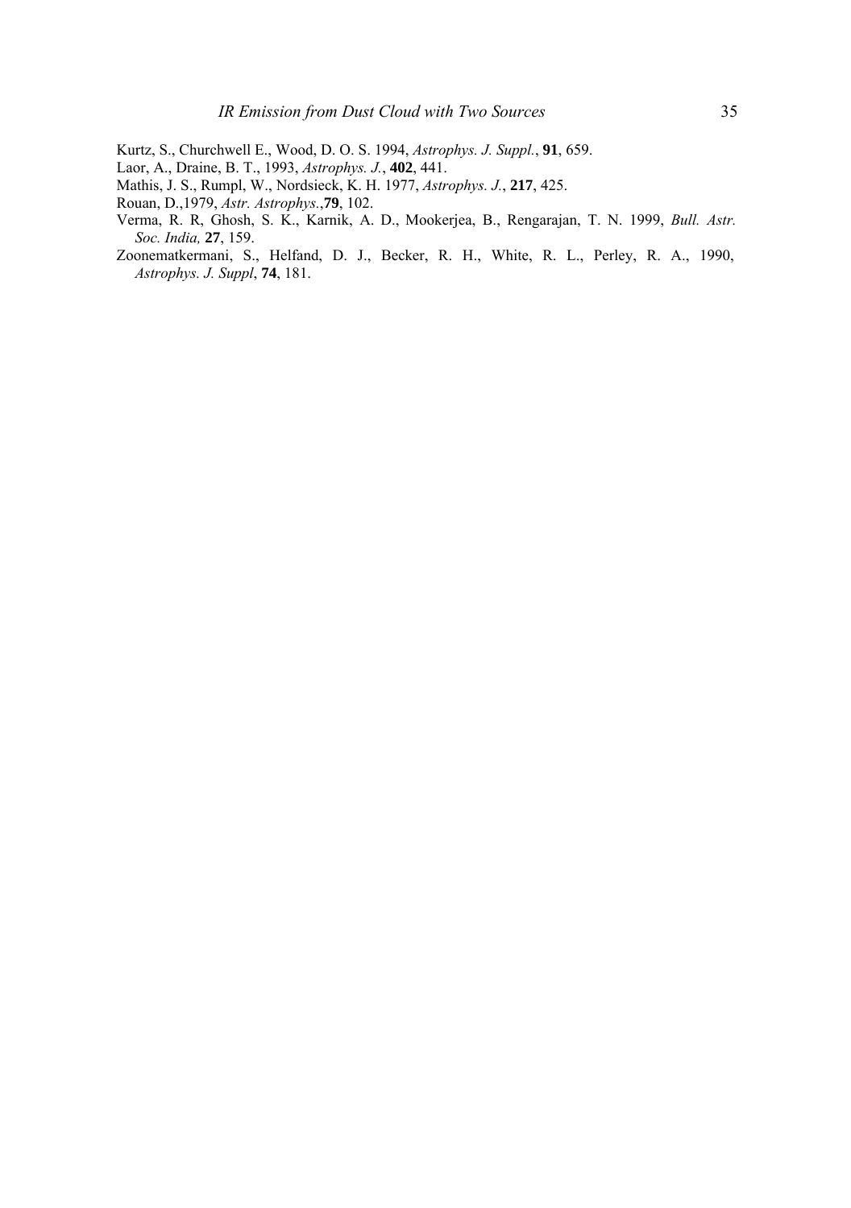Kurtz, S., Churchwell E., Wood, D. O. S. 1994, *Astrophys. J. Suppl.*, **91**, 659.

Laor, A., Draine, B. T., 1993, *Astrophys. J.*, **402**, 441.

Mathis, J. S., Rumpl, W., Nordsieck, K. H. 1977, *Astrophys. J.*, **217**, 425.

Rouan, D.,1979, *Astr. Astrophys.*,**79**, 102.

Verma, R. R, Ghosh, S. K., Karnik, A. D., Mookerjea, B., Rengarajan, T. N. 1999, *Bull. Astr. Soc. India,* **27**, 159.

Zoonematkermani, S., Helfand, D. J., Becker, R. H., White, R. L., Perley, R. A., 1990, *Astrophys. J. Suppl*, **74**, 181.